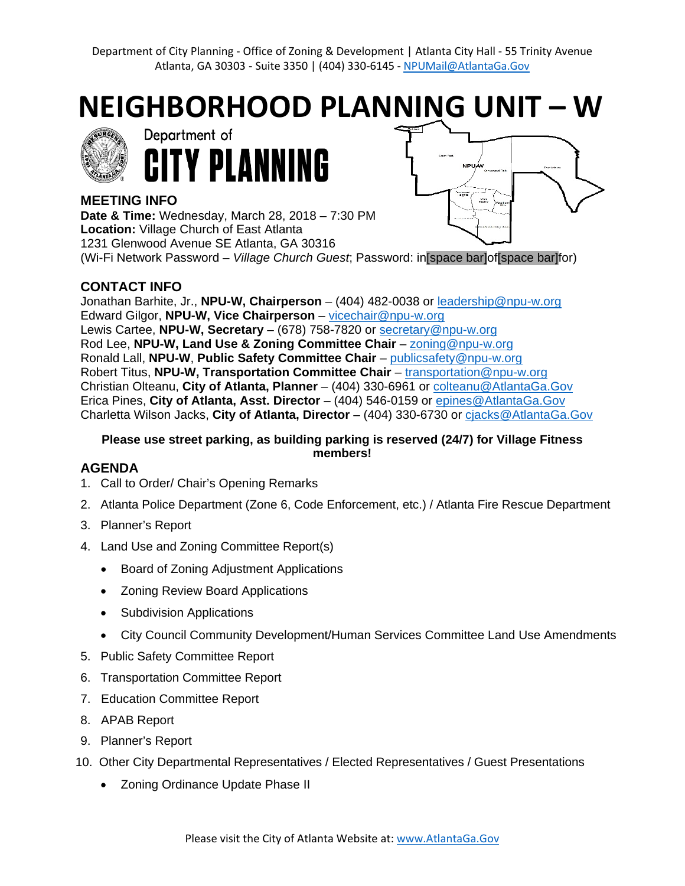Department of City Planning - Office of Zoning & Development | Atlanta City Hall - 55 Trinity Avenue
Atlanta, GA 30303 - Suite 3350 | (404) 330-6145 - NPUMail@AtlantaGa.Gov

# NEIGHBORHOOD PLANNING UNIT – W

Department of
CITY PLANNING

## MEETING INFO

**Date & Time:** Wednesday, March 28, 2018 – 7:30 PM
**Location:** Village Church of East Atlanta
1231 Glenwood Avenue SE Atlanta, GA 30316
(Wi-Fi Network Password – *Village Church Guest*; Password: in[space bar]of[space bar]for)

## CONTACT INFO

Jonathan Barhite, Jr., **NPU-W, Chairperson** – (404) 482-0038 or leadership@npu-w.org
Edward Gilgor, **NPU-W, Vice Chairperson** – vicechair@npu-w.org
Lewis Cartee, **NPU-W, Secretary** – (678) 758-7820 or secretary@npu-w.org
Rod Lee, **NPU-W, Land Use & Zoning Committee Chair** – zoning@npu-w.org
Ronald Lall, **NPU-W**, **Public Safety Committee Chair** – publicsafety@npu-w.org
Robert Titus, **NPU-W, Transportation Committee Chair** – transportation@npu-w.org
Christian Olteanu, **City of Atlanta, Planner** – (404) 330-6961 or colteanu@AtlantaGa.Gov
Erica Pines, **City of Atlanta, Asst. Director** – (404) 546-0159 or epines@AtlantaGa.Gov
Charletta Wilson Jacks, **City of Atlanta, Director** – (404) 330-6730 or cjacks@AtlantaGa.Gov

**Please use street parking, as building parking is reserved (24/7) for Village Fitness members!**

## AGENDA

1. Call to Order/ Chair's Opening Remarks
2. Atlanta Police Department (Zone 6, Code Enforcement, etc.) / Atlanta Fire Rescue Department
3. Planner's Report
4. Land Use and Zoning Committee Report(s)
   - Board of Zoning Adjustment Applications
   - Zoning Review Board Applications
   - Subdivision Applications
   - City Council Community Development/Human Services Committee Land Use Amendments
5. Public Safety Committee Report
6. Transportation Committee Report
7. Education Committee Report
8. APAB Report
9. Planner's Report
10. Other City Departmental Representatives / Elected Representatives / Guest Presentations
    - Zoning Ordinance Update Phase II

Please visit the City of Atlanta Website at: www.AtlantaGa.Gov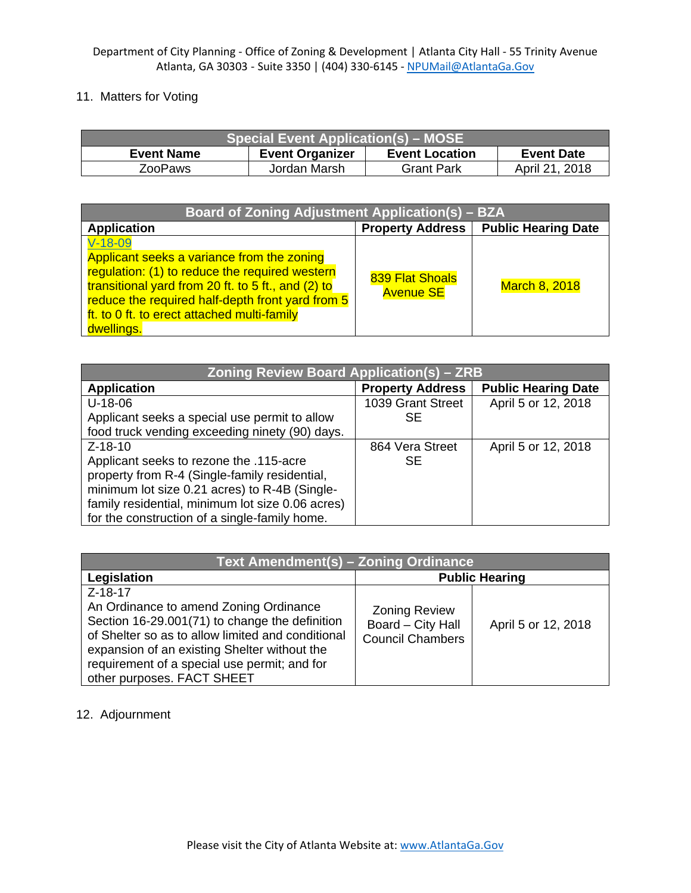Department of City Planning - Office of Zoning & Development | Atlanta City Hall - 55 Trinity Avenue Atlanta, GA 30303 - Suite 3350 | (404) 330-6145 - NPUMail@AtlantaGa.Gov

11. Matters for Voting

| Special Event Application(s) – MOSE | | | |
|---|---|---|---|
| **Event Name** | **Event Organizer** | **Event Location** | **Event Date** |
| ZooPaws | Jordan Marsh | Grant Park | April 21, 2018 |

| Board of Zoning Adjustment Application(s) – BZA | | |
|---|---|---|
| **Application** | **Property Address** | **Public Hearing Date** |
| V-18-09<br>Applicant seeks a variance from the zoning regulation: (1) to reduce the required western transitional yard from 20 ft. to 5 ft., and (2) to reduce the required half-depth front yard from 5 ft. to 0 ft. to erect attached multi-family dwellings. | 839 Flat Shoals Avenue SE | March 8, 2018 |

| Zoning Review Board Application(s) – ZRB | | |
|---|---|---|
| **Application** | **Property Address** | **Public Hearing Date** |
| U-18-06<br>Applicant seeks a special use permit to allow food truck vending exceeding ninety (90) days. | 1039 Grant Street SE | April 5 or 12, 2018 |
| Z-18-10<br>Applicant seeks to rezone the .115-acre property from R-4 (Single-family residential, minimum lot size 0.21 acres) to R-4B (Single-family residential, minimum lot size 0.06 acres) for the construction of a single-family home. | 864 Vera Street SE | April 5 or 12, 2018 |

| Text Amendment(s) – Zoning Ordinance | | |
|---|---|---|
| **Legislation** | **Public Hearing** | |
| Z-18-17<br>An Ordinance to amend Zoning Ordinance Section 16-29.001(71) to change the definition of Shelter so as to allow limited and conditional expansion of an existing Shelter without the requirement of a special use permit; and for other purposes. FACT SHEET | Zoning Review Board – City Hall Council Chambers | April 5 or 12, 2018 |

12. Adjournment

Please visit the City of Atlanta Website at: www.AtlantaGa.Gov